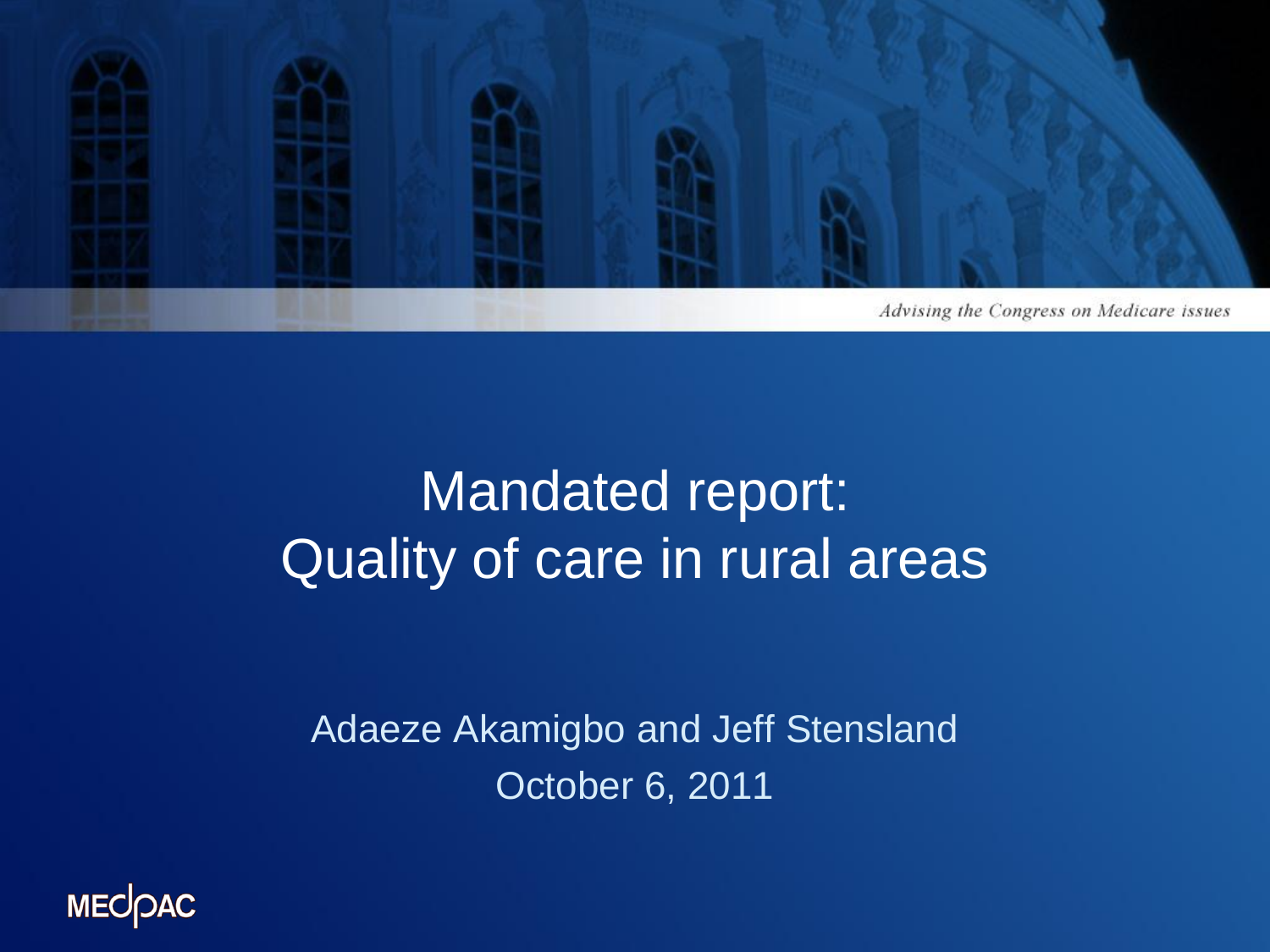*Advising the Congress on Medicare issues*

# Mandated report: Quality of care in rural areas

Adaeze Akamigbo and Jeff Stensland

October 6, 2011

MEDPAC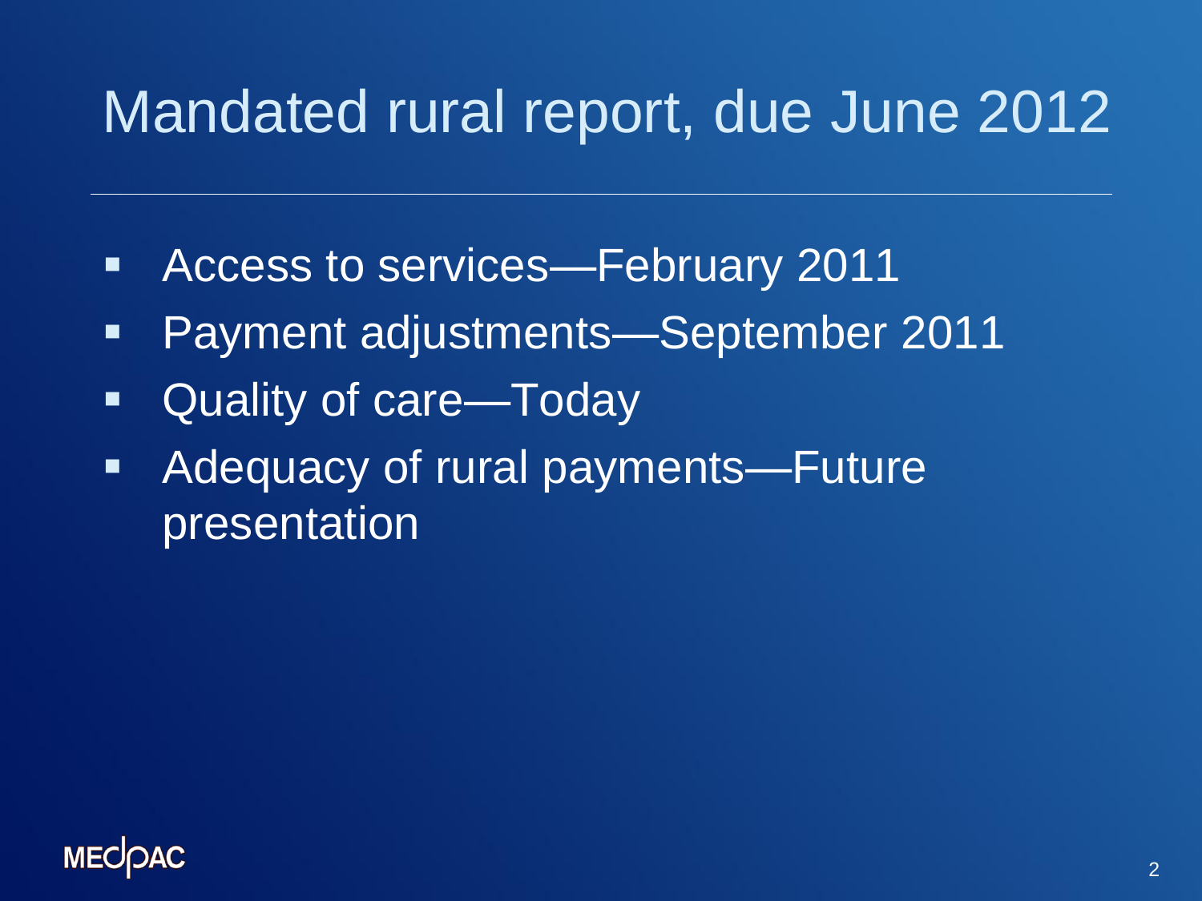# Mandated rural report, due June 2012

- Access to services—February 2011
- Payment adjustments—September 2011
- Quality of care—Today
- Adequacy of rural payments—Future presentation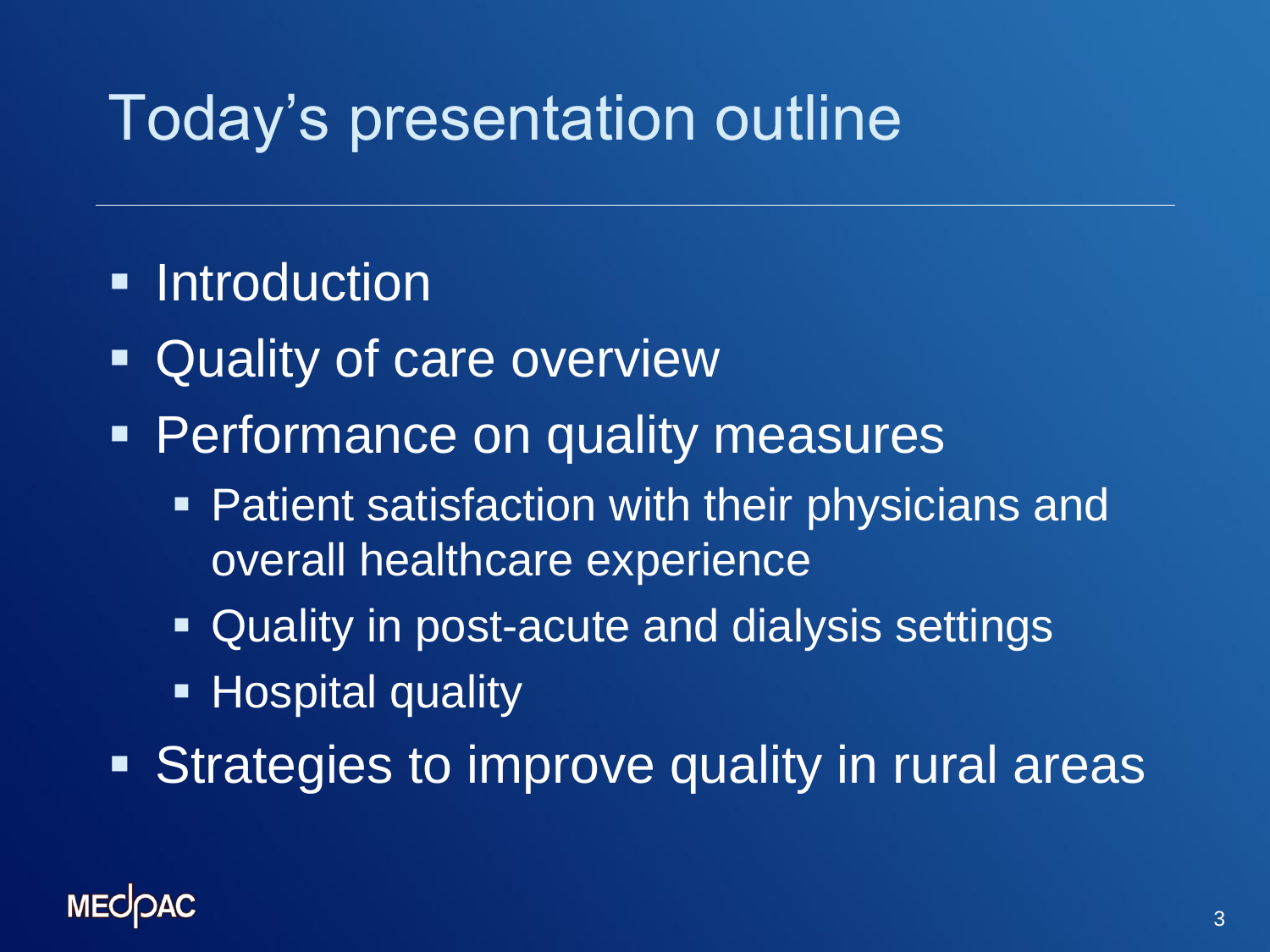# Today's presentation outline

- Introduction
- Quality of care overview
- Performance on quality measures
  - Patient satisfaction with their physicians and overall healthcare experience
  - Quality in post-acute and dialysis settings
  - Hospital quality
- Strategies to improve quality in rural areas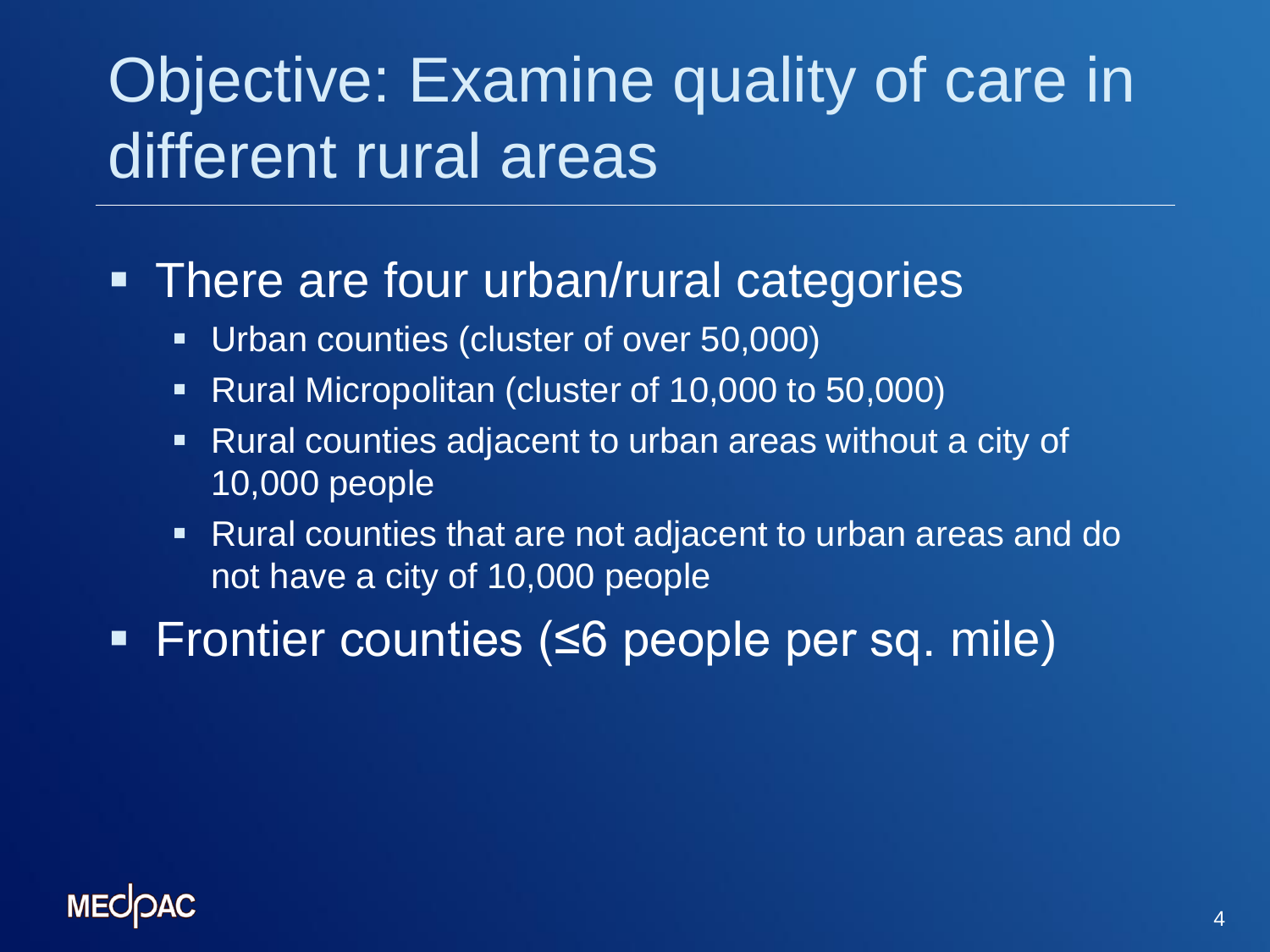# Objective: Examine quality of care in different rural areas

- There are four urban/rural categories
  - Urban counties (cluster of over 50,000)
  - Rural Micropolitan (cluster of 10,000 to 50,000)
  - Rural counties adjacent to urban areas without a city of 10,000 people
  - Rural counties that are not adjacent to urban areas and do not have a city of 10,000 people
- Frontier counties (≤6 people per sq. mile)

MEDPAC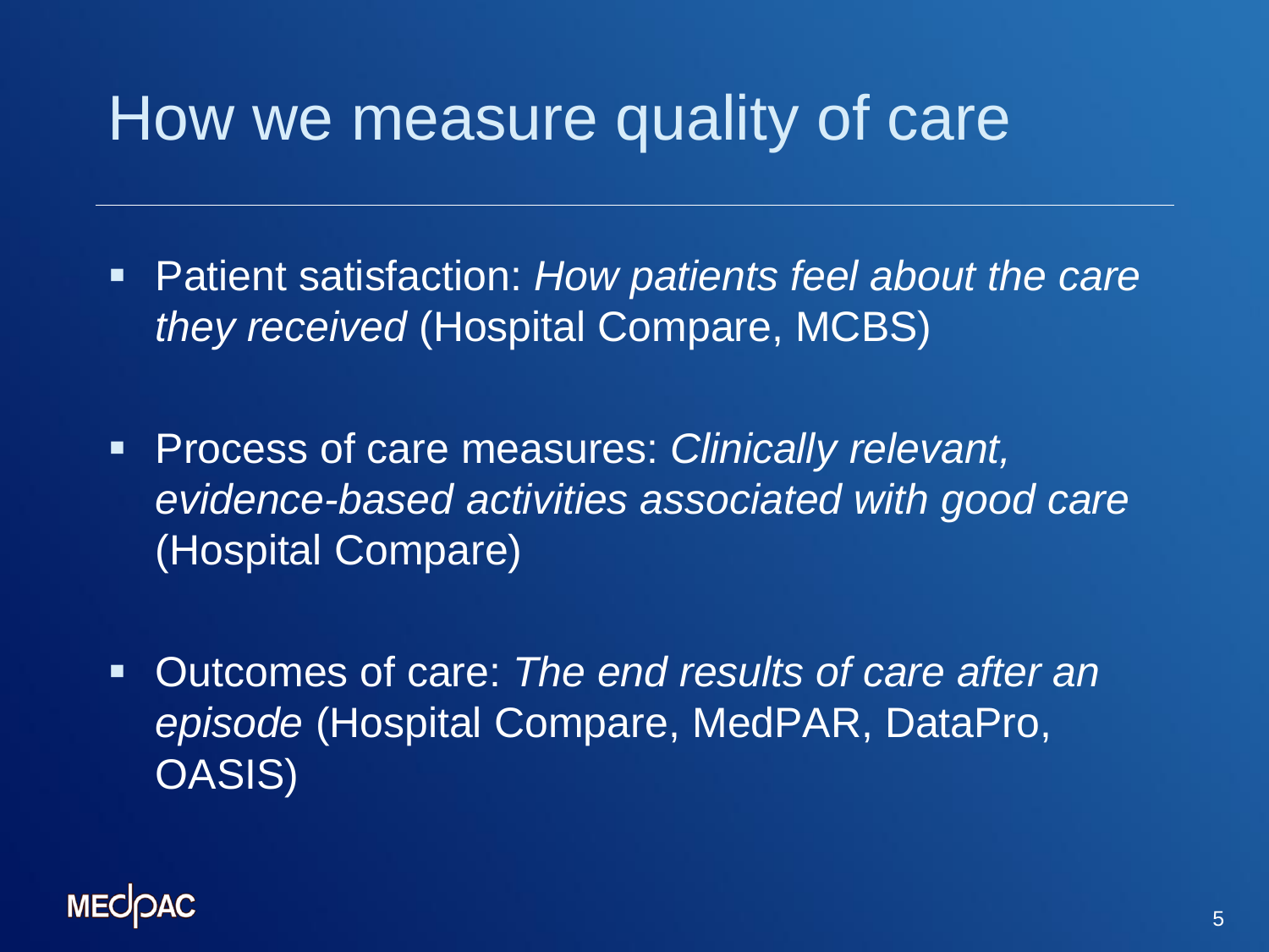# How we measure quality of care

- Patient satisfaction: *How patients feel about the care they received* (Hospital Compare, MCBS)

- Process of care measures: *Clinically relevant, evidence-based activities associated with good care* (Hospital Compare)

- Outcomes of care: *The end results of care after an episode* (Hospital Compare, MedPAR, DataPro, OASIS)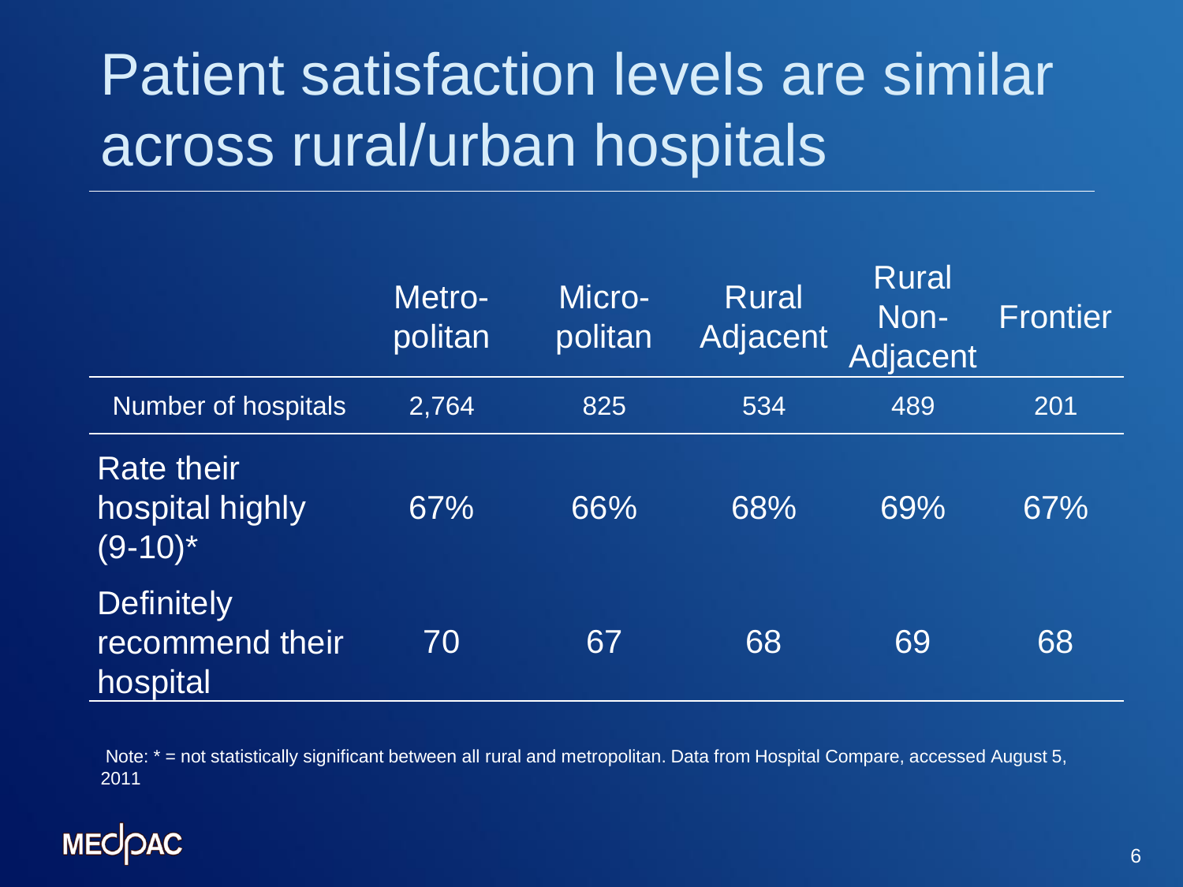# Patient satisfaction levels are similar across rural/urban hospitals

| | Metro-politan | Micro-politan | Rural Adjacent | Rural Non-Adjacent | Frontier |
|---|---|---|---|---|---|
| Number of hospitals | 2,764 | 825 | 534 | 489 | 201 |
| Rate their hospital highly (9-10)* | 67% | 66% | 68% | 69% | 67% |
| Definitely recommend their hospital | 70 | 67 | 68 | 69 | 68 |

Note: * = not statistically significant between all rural and metropolitan. Data from Hospital Compare, accessed August 5, 2011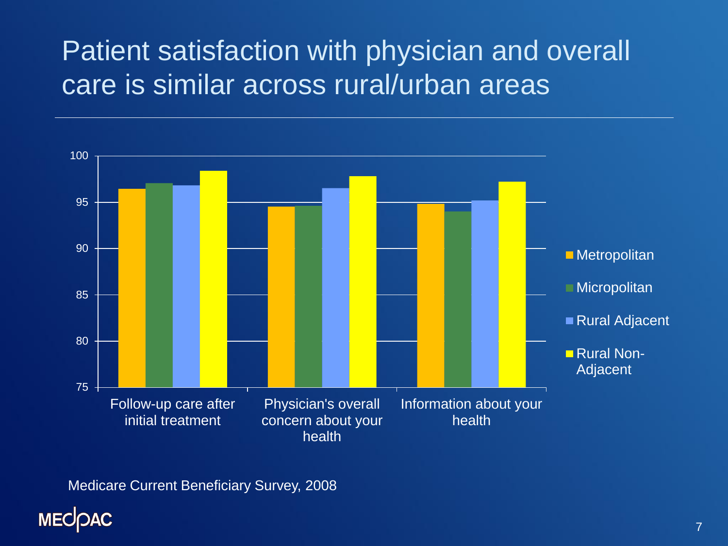# Patient satisfaction with physician and overall care is similar across rural/urban areas

| | Metropolitan | Micropolitan | Rural Adjacent | Rural Non-Adjacent |
|---|---|---|---|---|
| Follow-up care after initial treatment | 96.4 | 97.0 | 96.8 | 98.4 |
| Physician's overall concern about your health | 94.5 | 94.6 | 96.5 | 97.8 |
| Information about your health | 94.8 | 94.0 | 95.2 | 97.2 |

Medicare Current Beneficiary Survey, 2008

MEDPAC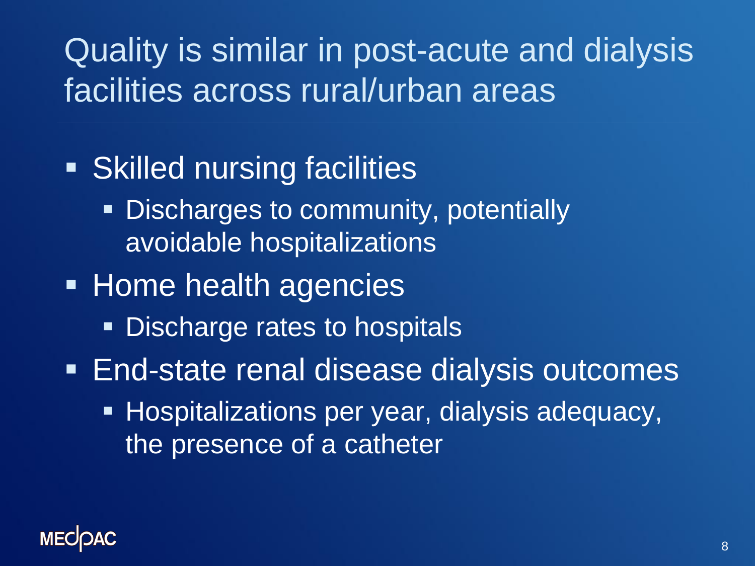# Quality is similar in post-acute and dialysis facilities across rural/urban areas

- Skilled nursing facilities
  - Discharges to community, potentially avoidable hospitalizations
- Home health agencies
  - Discharge rates to hospitals
- End-state renal disease dialysis outcomes
  - Hospitalizations per year, dialysis adequacy, the presence of a catheter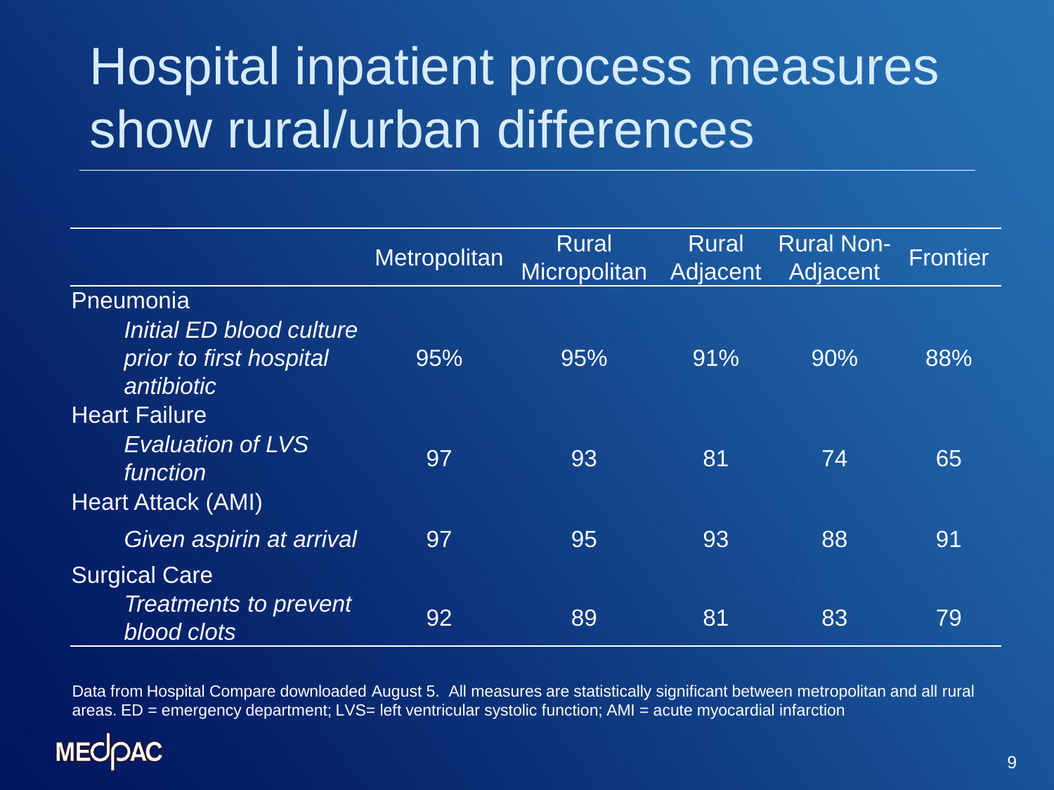# Hospital inpatient process measures show rural/urban differences

| | Metropolitan | Rural Micropolitan | Rural Adjacent | Rural Non-Adjacent | Frontier |
|---|---|---|---|---|---|
| Pneumonia | | | | | |
| *Initial ED blood culture prior to first hospital antibiotic* | 95% | 95% | 91% | 90% | 88% |
| Heart Failure | | | | | |
| *Evaluation of LVS function* | 97 | 93 | 81 | 74 | 65 |
| Heart Attack (AMI) | | | | | |
| *Given aspirin at arrival* | 97 | 95 | 93 | 88 | 91 |
| Surgical Care | | | | | |
| *Treatments to prevent blood clots* | 92 | 89 | 81 | 83 | 79 |

Data from Hospital Compare downloaded August 5. All measures are statistically significant between metropolitan and all rural areas. ED = emergency department; LVS= left ventricular systolic function; AMI = acute myocardial infarction

MEDPAC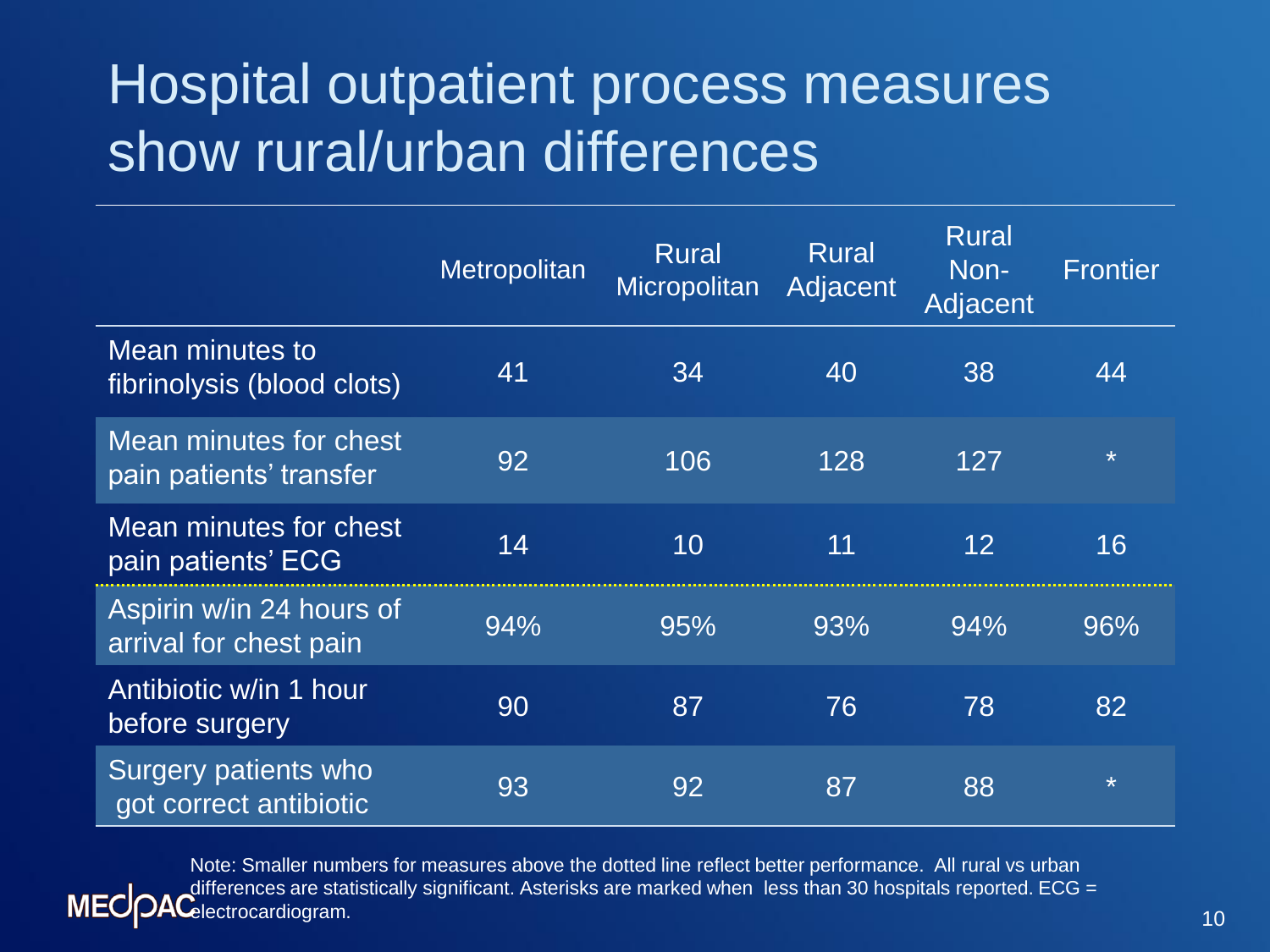# Hospital outpatient process measures show rural/urban differences

| | Metropolitan | Rural Micropolitan | Rural Adjacent | Rural Non-Adjacent | Frontier |
|---|---|---|---|---|---|
| Mean minutes to fibrinolysis (blood clots) | 41 | 34 | 40 | 38 | 44 |
| Mean minutes for chest pain patients' transfer | 92 | 106 | 128 | 127 | * |
| Mean minutes for chest pain patients' ECG | 14 | 10 | 11 | 12 | 16 |
| Aspirin w/in 24 hours of arrival for chest pain | 94% | 95% | 93% | 94% | 96% |
| Antibiotic w/in 1 hour before surgery | 90 | 87 | 76 | 78 | 82 |
| Surgery patients who got correct antibiotic | 93 | 92 | 87 | 88 | * |

Note: Smaller numbers for measures above the dotted line reflect better performance. All rural vs urban differences are statistically significant. Asterisks are marked when less than 30 hospitals reported. ECG = electrocardiogram.

MEDPAC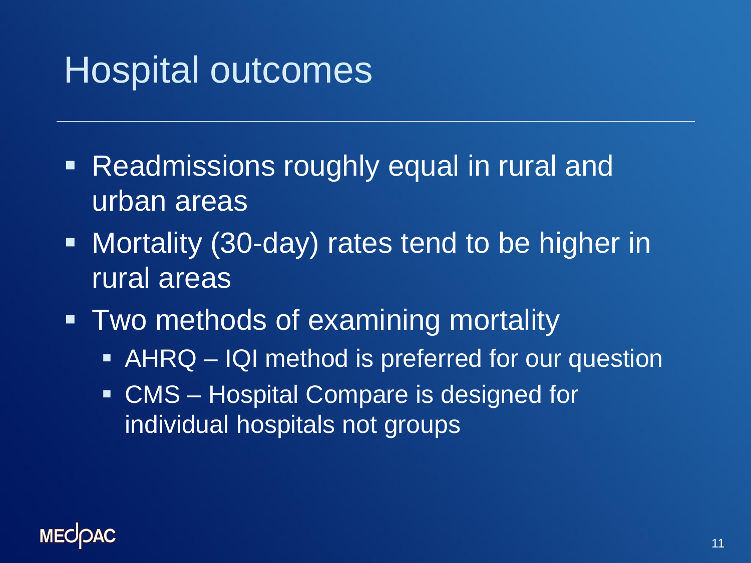# Hospital outcomes

- Readmissions roughly equal in rural and urban areas
- Mortality (30-day) rates tend to be higher in rural areas
- Two methods of examining mortality
  - AHRQ – IQI method is preferred for our question
  - CMS – Hospital Compare is designed for individual hospitals not groups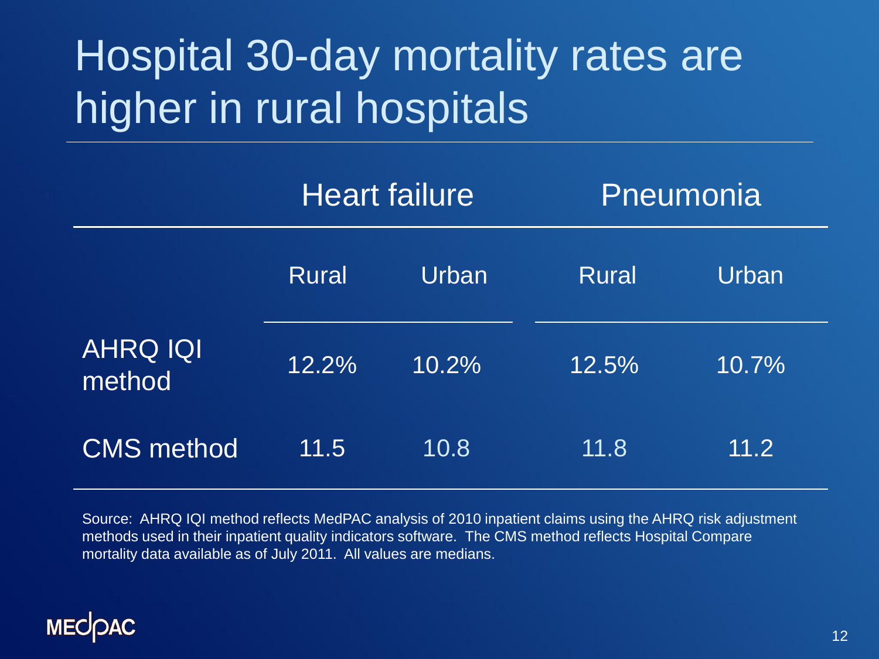# Hospital 30-day mortality rates are higher in rural hospitals

| | Heart failure | | Pneumonia | |
|---|---|---|---|---|
| | Rural | Urban | Rural | Urban |
| AHRQ IQI method | 12.2% | 10.2% | 12.5% | 10.7% |
| CMS method | 11.5 | 10.8 | 11.8 | 11.2 |

Source: AHRQ IQI method reflects MedPAC analysis of 2010 inpatient claims using the AHRQ risk adjustment methods used in their inpatient quality indicators software. The CMS method reflects Hospital Compare mortality data available as of July 2011. All values are medians.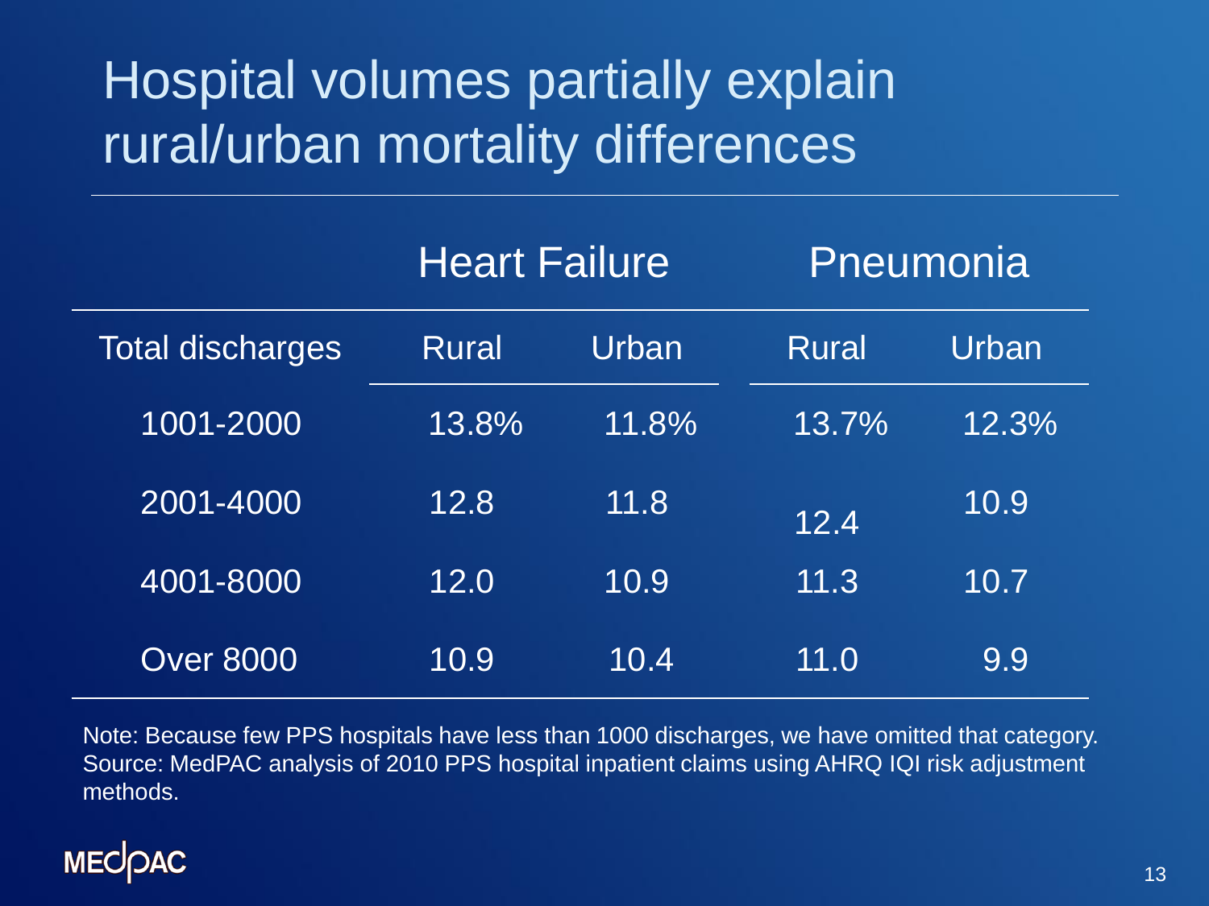# Hospital volumes partially explain rural/urban mortality differences

| | Heart Failure | | Pneumonia | |
|---|---|---|---|---|
| Total discharges | Rural | Urban | Rural | Urban |
| 1001-2000 | 13.8% | 11.8% | 13.7% | 12.3% |
| 2001-4000 | 12.8 | 11.8 | 12.4 | 10.9 |
| 4001-8000 | 12.0 | 10.9 | 11.3 | 10.7 |
| Over 8000 | 10.9 | 10.4 | 11.0 | 9.9 |

Note: Because few PPS hospitals have less than 1000 discharges, we have omitted that category.
Source: MedPAC analysis of 2010 PPS hospital inpatient claims using AHRQ IQI risk adjustment methods.

MEDPAC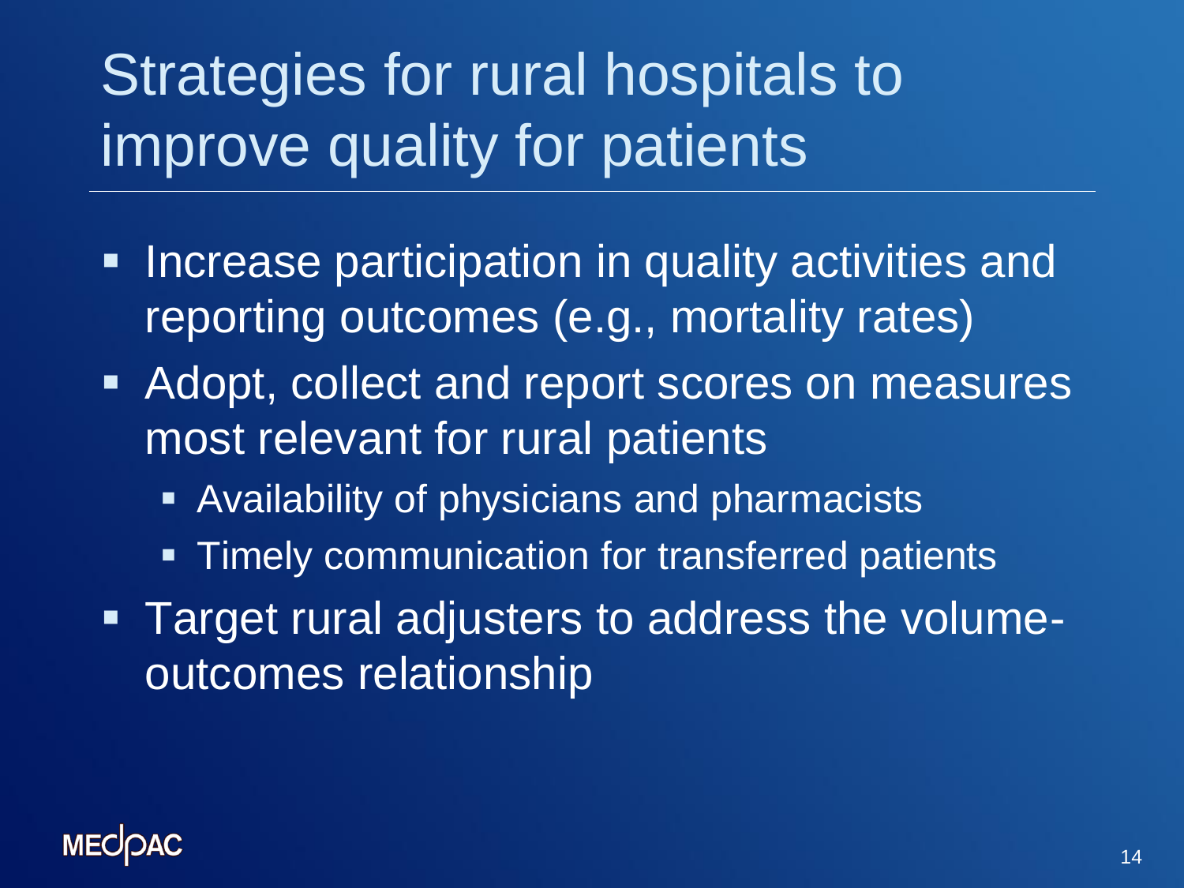# Strategies for rural hospitals to improve quality for patients

- Increase participation in quality activities and reporting outcomes (e.g., mortality rates)
- Adopt, collect and report scores on measures most relevant for rural patients
  - Availability of physicians and pharmacists
  - Timely communication for transferred patients
- Target rural adjusters to address the volume-outcomes relationship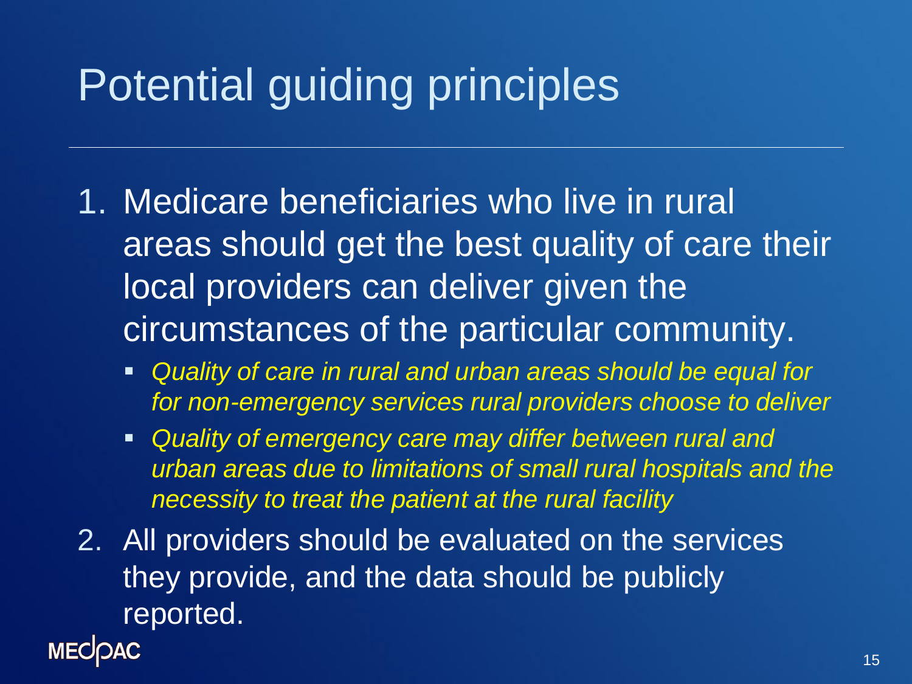# Potential guiding principles

1. Medicare beneficiaries who live in rural areas should get the best quality of care their local providers can deliver given the circumstances of the particular community.
   - *Quality of care in rural and urban areas should be equal for for non-emergency services rural providers choose to deliver*
   - *Quality of emergency care may differ between rural and urban areas due to limitations of small rural hospitals and the necessity to treat the patient at the rural facility*
2. All providers should be evaluated on the services they provide, and the data should be publicly reported.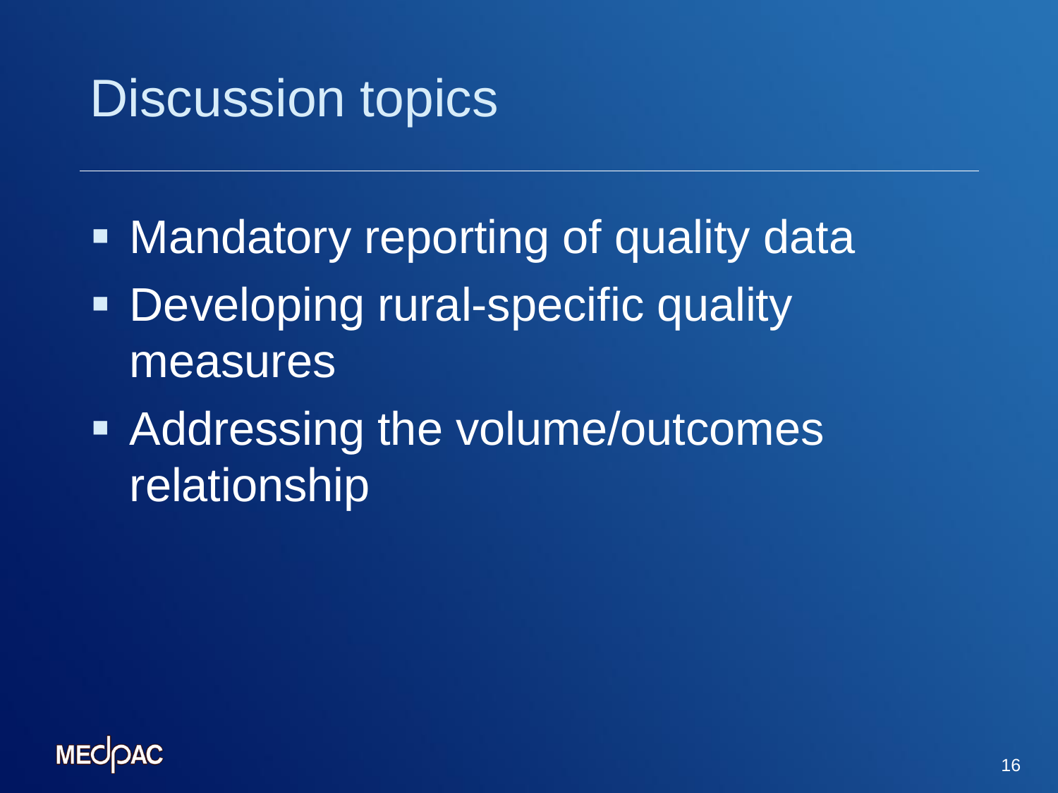# Discussion topics

- Mandatory reporting of quality data
- Developing rural-specific quality measures
- Addressing the volume/outcomes relationship